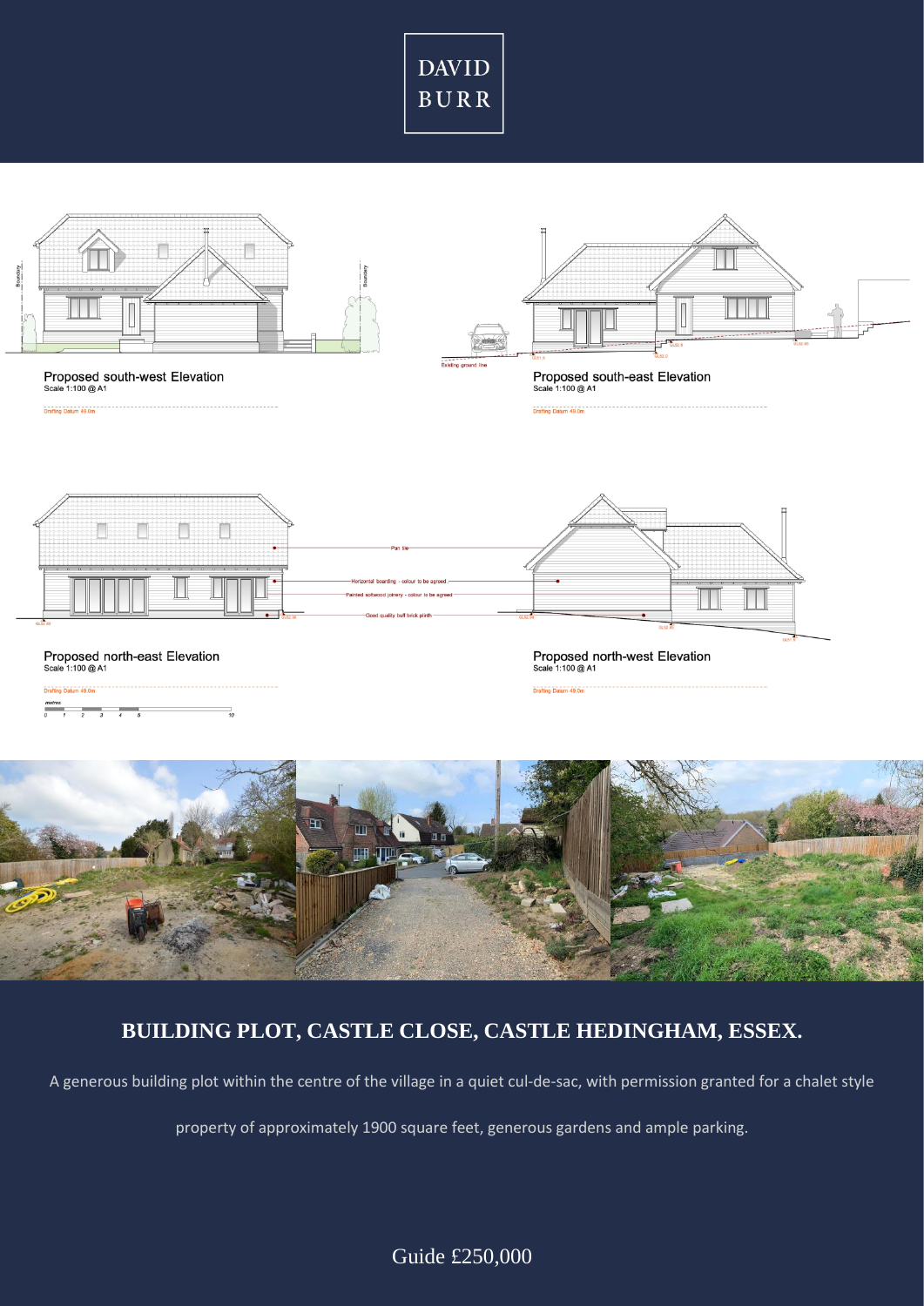DAVID BURR

Proposed south-west Elevation
Scale 1:100 @ A1

Drafting Datum 49.0m

Proposed south-east Elevation
Scale 1:100 @ A1

Drafting Datum 49.0m

Pan tile

Horizontal boarding - colour to be agreed

Painted softwood joinery - colour to be agreed

Good quality buff brick plinth

Proposed north-east Elevation
Scale 1:100 @ A1

Drafting Datum 49.0m

metres
0 1 2 3 4 5 10

Proposed north-west Elevation
Scale 1:100 @ A1

Drafting Datum 49.0m

## BUILDING PLOT, CASTLE CLOSE, CASTLE HEDINGHAM, ESSEX.

A generous building plot within the centre of the village in a quiet cul-de-sac, with permission granted for a chalet style property of approximately 1900 square feet, generous gardens and ample parking.

Guide £250,000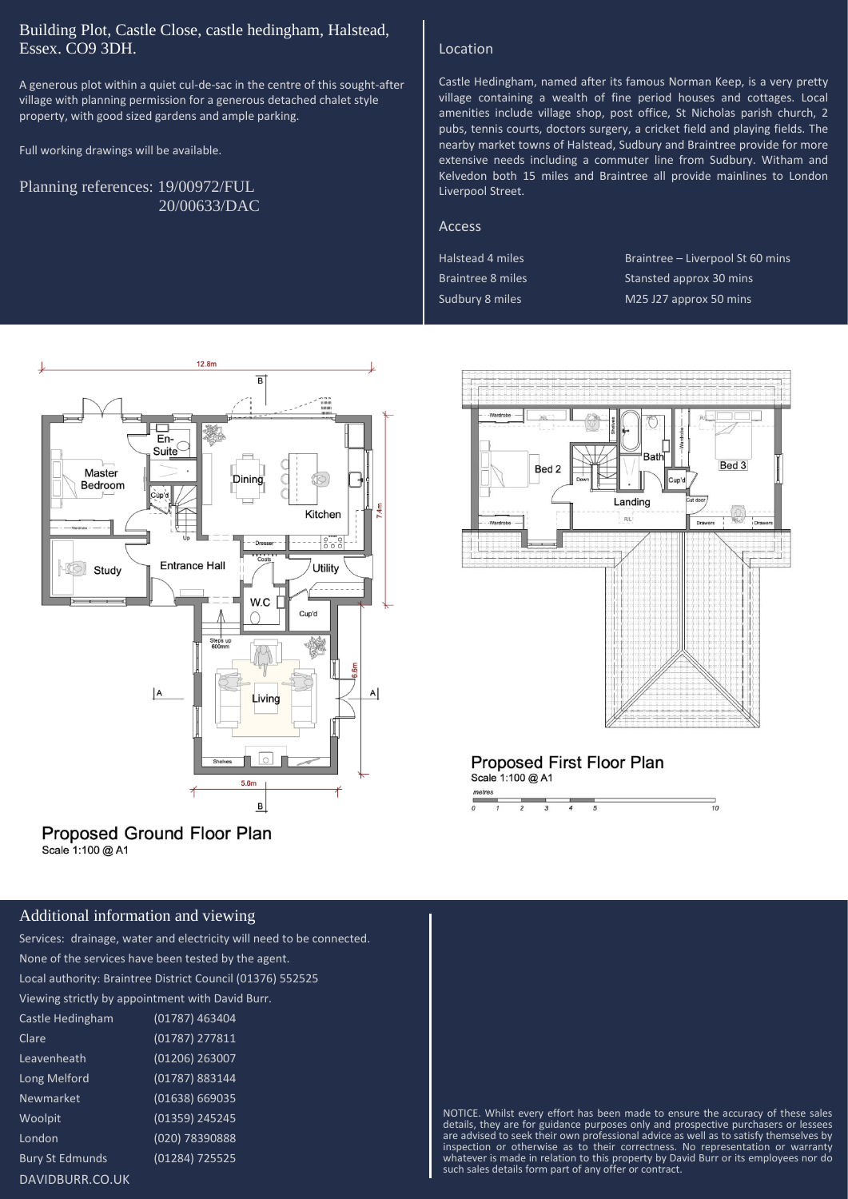# Building Plot, Castle Close, castle hedingham, Halstead, Essex. CO9 3DH.

A generous plot within a quiet cul-de-sac in the centre of this sought-after village with planning permission for a generous detached chalet style property, with good sized gardens and ample parking.

Full working drawings will be available.

Planning references: 19/00972/FUL
20/00633/DAC

## Location

Castle Hedingham, named after its famous Norman Keep, is a very pretty village containing a wealth of fine period houses and cottages. Local amenities include village shop, post office, St Nicholas parish church, 2 pubs, tennis courts, doctors surgery, a cricket field and playing fields. The nearby market towns of Halstead, Sudbury and Braintree provide for more extensive needs including a commuter line from Sudbury. Witham and Kelvedon both 15 miles and Braintree all provide mainlines to London Liverpool Street.

## Access

| | |
|---|---|
| Halstead 4 miles | Braintree – Liverpool St 60 mins |
| Braintree 8 miles | Stansted approx 30 mins |
| Sudbury 8 miles | M25 J27 approx 50 mins |

12.8m
B
En-Suite
Master Bedroom
Cup'd
Dining
Kitchen
7.4m
Study
Entrance Hall
Utility
W.C
Cup'd
Steps up 600mm
A
Living
6.6m
A
Shelves
5.6m
B

**Proposed Ground Floor Plan**
Scale 1:100 @ A1

Bed 2
Bath
Bed 3
Cup'd
Landing

**Proposed First Floor Plan**
Scale 1:100 @ A1
metres
0 1 2 3 4 5 10

## Additional information and viewing

Services: drainage, water and electricity will need to be connected.
None of the services have been tested by the agent.
Local authority: Braintree District Council (01376) 552525
Viewing strictly by appointment with David Burr.

| | |
|---|---|
| Castle Hedingham | (01787) 463404 |
| Clare | (01787) 277811 |
| Leavenheath | (01206) 263007 |
| Long Melford | (01787) 883144 |
| Newmarket | (01638) 669035 |
| Woolpit | (01359) 245245 |
| London | (020) 78390888 |
| Bury St Edmunds | (01284) 725525 |

DAVIDBURR.CO.UK

NOTICE. Whilst every effort has been made to ensure the accuracy of these sales details, they are for guidance purposes only and prospective purchasers or lessees are advised to seek their own professional advice as well as to satisfy themselves by inspection or otherwise as to their correctness. No representation or warranty whatever is made in relation to this property by David Burr or its employees nor do such sales details form part of any offer or contract.